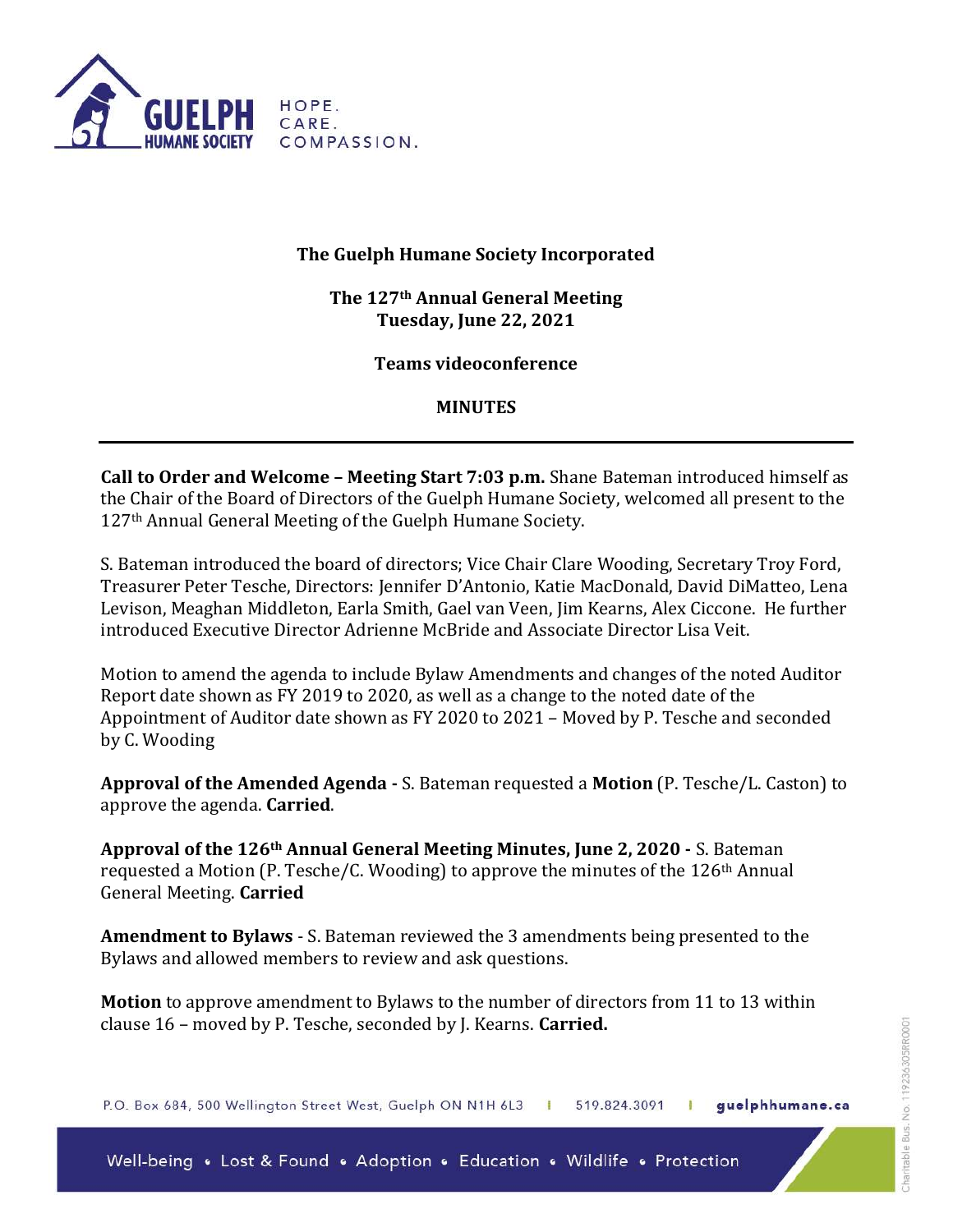**The Guelph Humane Society Incorporated**

**The 127th Annual General Meeting**
**Tuesday, June 22, 2021**

**Teams videoconference**

**MINUTES**

---

**Call to Order and Welcome – Meeting Start 7:03 p.m.** Shane Bateman introduced himself as the Chair of the Board of Directors of the Guelph Humane Society, welcomed all present to the 127th Annual General Meeting of the Guelph Humane Society.

S. Bateman introduced the board of directors; Vice Chair Clare Wooding, Secretary Troy Ford, Treasurer Peter Tesche, Directors: Jennifer D'Antonio, Katie MacDonald, David DiMatteo, Lena Levison, Meaghan Middleton, Earla Smith, Gael van Veen, Jim Kearns, Alex Ciccone. He further introduced Executive Director Adrienne McBride and Associate Director Lisa Veit.

Motion to amend the agenda to include Bylaw Amendments and changes of the noted Auditor Report date shown as FY 2019 to 2020, as well as a change to the noted date of the Appointment of Auditor date shown as FY 2020 to 2021 – Moved by P. Tesche and seconded by C. Wooding

**Approval of the Amended Agenda -** S. Bateman requested a **Motion** (P. Tesche/L. Caston) to approve the agenda. **Carried**.

**Approval of the 126th Annual General Meeting Minutes, June 2, 2020 -** S. Bateman requested a Motion (P. Tesche/C. Wooding) to approve the minutes of the 126th Annual General Meeting. **Carried**

**Amendment to Bylaws** - S. Bateman reviewed the 3 amendments being presented to the Bylaws and allowed members to review and ask questions.

**Motion** to approve amendment to Bylaws to the number of directors from 11 to 13 within clause 16 – moved by P. Tesche, seconded by J. Kearns. **Carried.**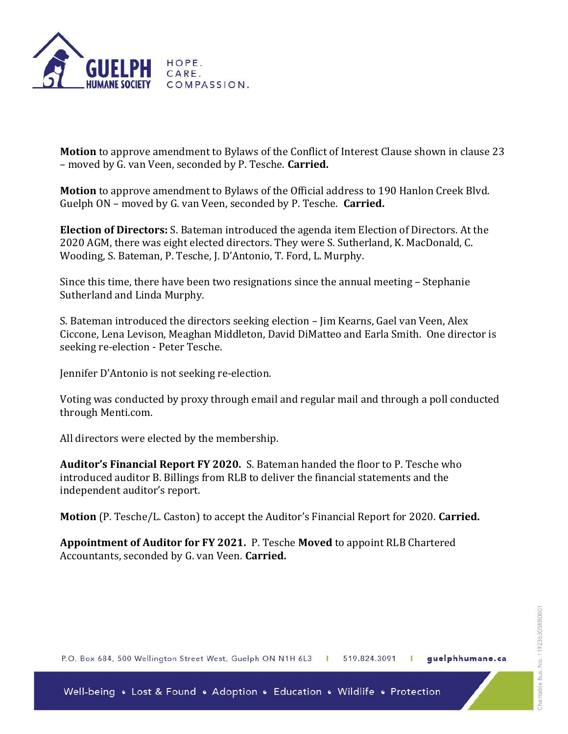**Motion** to approve amendment to Bylaws of the Conflict of Interest Clause shown in clause 23 – moved by G. van Veen, seconded by P. Tesche. **Carried.**

**Motion** to approve amendment to Bylaws of the Official address to 190 Hanlon Creek Blvd. Guelph ON – moved by G. van Veen, seconded by P. Tesche. **Carried.**

**Election of Directors:** S. Bateman introduced the agenda item Election of Directors. At the 2020 AGM, there was eight elected directors. They were S. Sutherland, K. MacDonald, C. Wooding, S. Bateman, P. Tesche, J. D'Antonio, T. Ford, L. Murphy.

Since this time, there have been two resignations since the annual meeting – Stephanie Sutherland and Linda Murphy.

S. Bateman introduced the directors seeking election – Jim Kearns, Gael van Veen, Alex Ciccone, Lena Levison, Meaghan Middleton, David DiMatteo and Earla Smith. One director is seeking re-election - Peter Tesche.

Jennifer D'Antonio is not seeking re-election.

Voting was conducted by proxy through email and regular mail and through a poll conducted through Menti.com.

All directors were elected by the membership.

**Auditor's Financial Report FY 2020.** S. Bateman handed the floor to P. Tesche who introduced auditor B. Billings from RLB to deliver the financial statements and the independent auditor's report.

**Motion** (P. Tesche/L. Caston) to accept the Auditor's Financial Report for 2020. **Carried.**

**Appointment of Auditor for FY 2021.** P. Tesche **Moved** to appoint RLB Chartered Accountants, seconded by G. van Veen. **Carried.**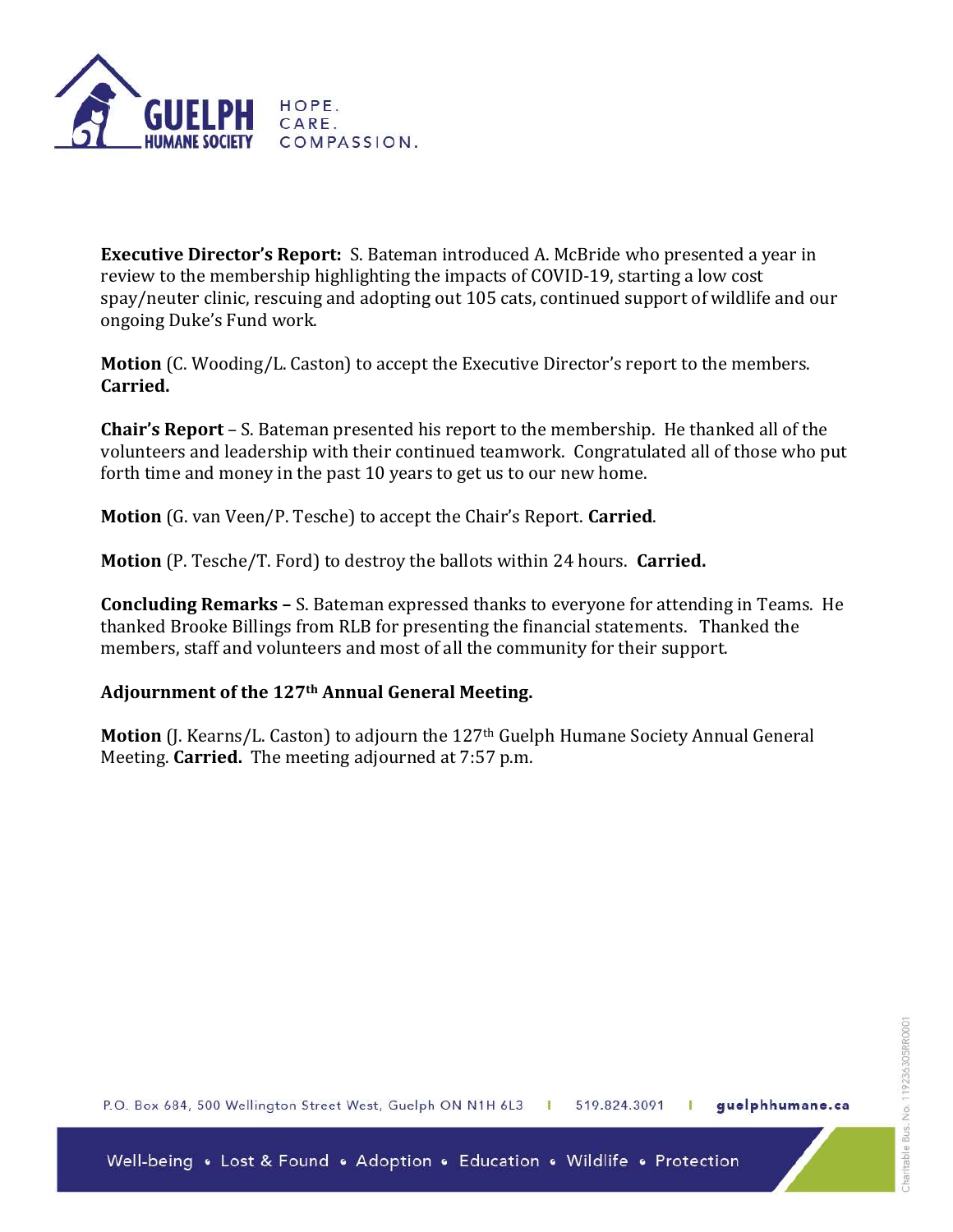**Executive Director's Report:** S. Bateman introduced A. McBride who presented a year in review to the membership highlighting the impacts of COVID-19, starting a low cost spay/neuter clinic, rescuing and adopting out 105 cats, continued support of wildlife and our ongoing Duke's Fund work.

**Motion** (C. Wooding/L. Caston) to accept the Executive Director's report to the members. **Carried.**

**Chair's Report** – S. Bateman presented his report to the membership. He thanked all of the volunteers and leadership with their continued teamwork. Congratulated all of those who put forth time and money in the past 10 years to get us to our new home.

**Motion** (G. van Veen/P. Tesche) to accept the Chair's Report. **Carried**.

**Motion** (P. Tesche/T. Ford) to destroy the ballots within 24 hours. **Carried.**

**Concluding Remarks –** S. Bateman expressed thanks to everyone for attending in Teams. He thanked Brooke Billings from RLB for presenting the financial statements. Thanked the members, staff and volunteers and most of all the community for their support.

**Adjournment of the 127th Annual General Meeting.**

**Motion** (J. Kearns/L. Caston) to adjourn the 127th Guelph Humane Society Annual General Meeting. **Carried.** The meeting adjourned at 7:57 p.m.